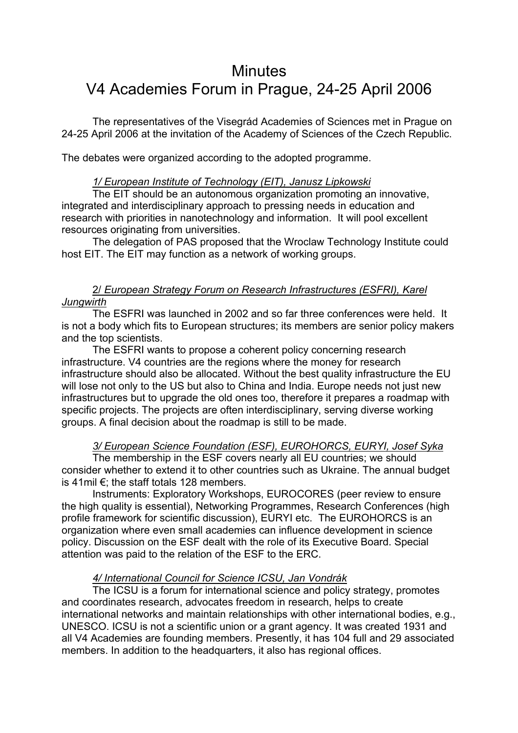# Minutes
# V4 Academies Forum in Prague, 24-25 April 2006

The representatives of the Visegrád Academies of Sciences met in Prague on 24-25 April 2006 at the invitation of the Academy of Sciences of the Czech Republic.

The debates were organized according to the adopted programme.

*1/ European Institute of Technology (EIT), Janusz Lipkowski*

The EIT should be an autonomous organization promoting an innovative, integrated and interdisciplinary approach to pressing needs in education and research with priorities in nanotechnology and information. It will pool excellent resources originating from universities.

The delegation of PAS proposed that the Wroclaw Technology Institute could host EIT. The EIT may function as a network of working groups.

*2/ European Strategy Forum on Research Infrastructures (ESFRI), Karel Jungwirth*

The ESFRI was launched in 2002 and so far three conferences were held. It is not a body which fits to European structures; its members are senior policy makers and the top scientists.

The ESFRI wants to propose a coherent policy concerning research infrastructure. V4 countries are the regions where the money for research infrastructure should also be allocated. Without the best quality infrastructure the EU will lose not only to the US but also to China and India. Europe needs not just new infrastructures but to upgrade the old ones too, therefore it prepares a roadmap with specific projects. The projects are often interdisciplinary, serving diverse working groups. A final decision about the roadmap is still to be made.

*3/ European Science Foundation (ESF), EUROHORCS, EURYI, Josef Syka*

The membership in the ESF covers nearly all EU countries; we should consider whether to extend it to other countries such as Ukraine. The annual budget is 41mil €; the staff totals 128 members.

Instruments: Exploratory Workshops, EUROCORES (peer review to ensure the high quality is essential), Networking Programmes, Research Conferences (high profile framework for scientific discussion), EURYI etc. The EUROHORCS is an organization where even small academies can influence development in science policy. Discussion on the ESF dealt with the role of its Executive Board. Special attention was paid to the relation of the ESF to the ERC.

*4/ International Council for Science ICSU, Jan Vondrák*

The ICSU is a forum for international science and policy strategy, promotes and coordinates research, advocates freedom in research, helps to create international networks and maintain relationships with other international bodies, e.g., UNESCO. ICSU is not a scientific union or a grant agency. It was created 1931 and all V4 Academies are founding members. Presently, it has 104 full and 29 associated members. In addition to the headquarters, it also has regional offices.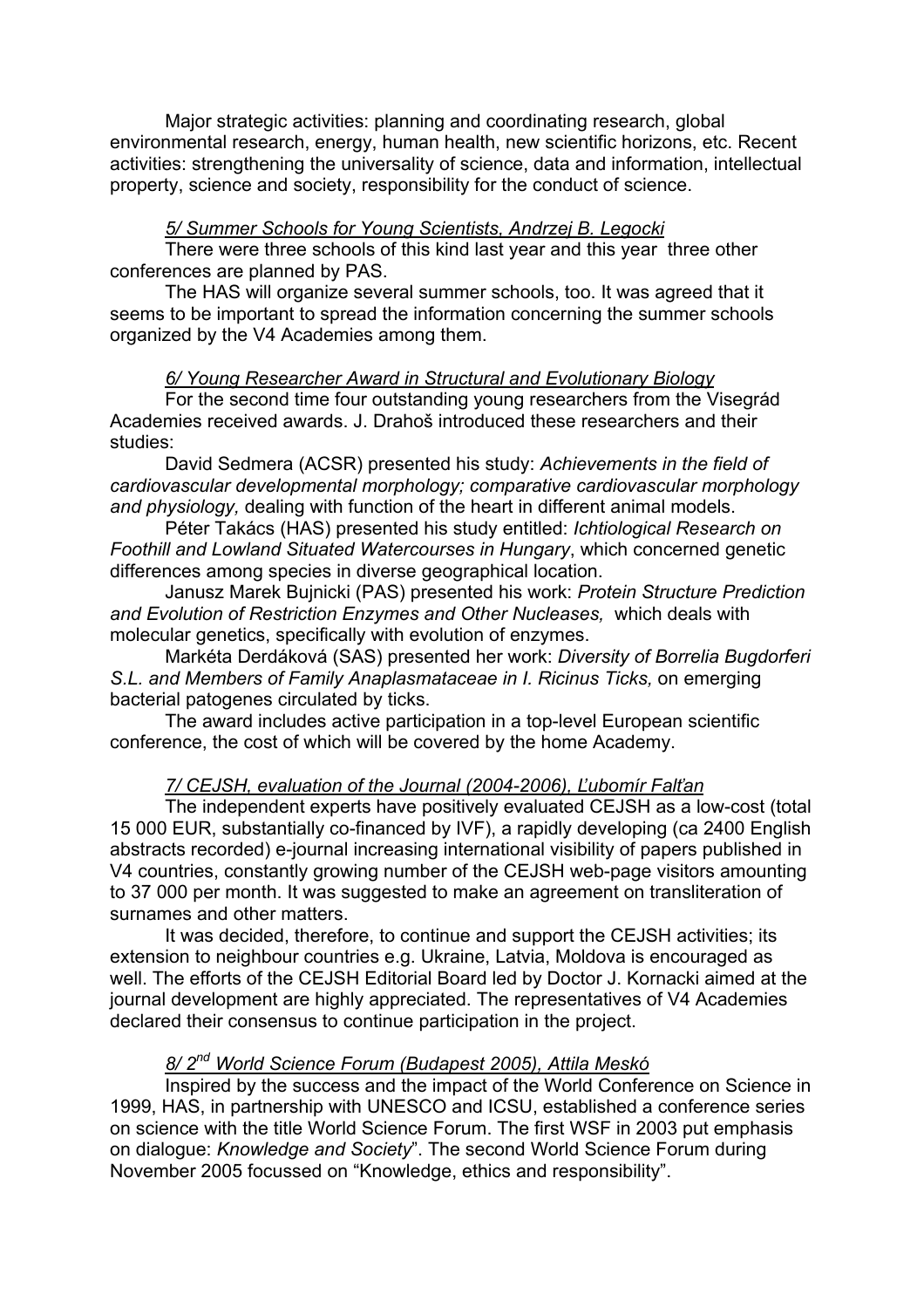Major strategic activities: planning and coordinating research, global environmental research, energy, human health, new scientific horizons, etc. Recent activities: strengthening the universality of science, data and information, intellectual property, science and society, responsibility for the conduct of science.

*5/ Summer Schools for Young Scientists, Andrzej B. Legocki*

There were three schools of this kind last year and this year three other conferences are planned by PAS.

The HAS will organize several summer schools, too. It was agreed that it seems to be important to spread the information concerning the summer schools organized by the V4 Academies among them.

*6/ Young Researcher Award in Structural and Evolutionary Biology*

For the second time four outstanding young researchers from the Visegrád Academies received awards. J. Drahoš introduced these researchers and their studies:

David Sedmera (ACSR) presented his study: *Achievements in the field of cardiovascular developmental morphology; comparative cardiovascular morphology and physiology,* dealing with function of the heart in different animal models.

Péter Takács (HAS) presented his study entitled: *Ichtiological Research on Foothill and Lowland Situated Watercourses in Hungary*, which concerned genetic differences among species in diverse geographical location.

Janusz Marek Bujnicki (PAS) presented his work: *Protein Structure Prediction and Evolution of Restriction Enzymes and Other Nucleases,* which deals with molecular genetics, specifically with evolution of enzymes.

Markéta Derdáková (SAS) presented her work: *Diversity of Borrelia Bugdorferi S.L. and Members of Family Anaplasmataceae in I. Ricinus Ticks,* on emerging bacterial patogenes circulated by ticks.

The award includes active participation in a top-level European scientific conference, the cost of which will be covered by the home Academy.

*7/ CEJSH, evaluation of the Journal (2004-2006), Ľubomír Falťan*

The independent experts have positively evaluated CEJSH as a low-cost (total 15 000 EUR, substantially co-financed by IVF), a rapidly developing (ca 2400 English abstracts recorded) e-journal increasing international visibility of papers published in V4 countries, constantly growing number of the CEJSH web-page visitors amounting to 37 000 per month. It was suggested to make an agreement on transliteration of surnames and other matters.

It was decided, therefore, to continue and support the CEJSH activities; its extension to neighbour countries e.g. Ukraine, Latvia, Moldova is encouraged as well. The efforts of the CEJSH Editorial Board led by Doctor J. Kornacki aimed at the journal development are highly appreciated. The representatives of V4 Academies declared their consensus to continue participation in the project.

*8/ 2nd World Science Forum (Budapest 2005), Attila Meskó*

Inspired by the success and the impact of the World Conference on Science in 1999, HAS, in partnership with UNESCO and ICSU, established a conference series on science with the title World Science Forum. The first WSF in 2003 put emphasis on dialogue: *Knowledge and Society*". The second World Science Forum during November 2005 focussed on "Knowledge, ethics and responsibility".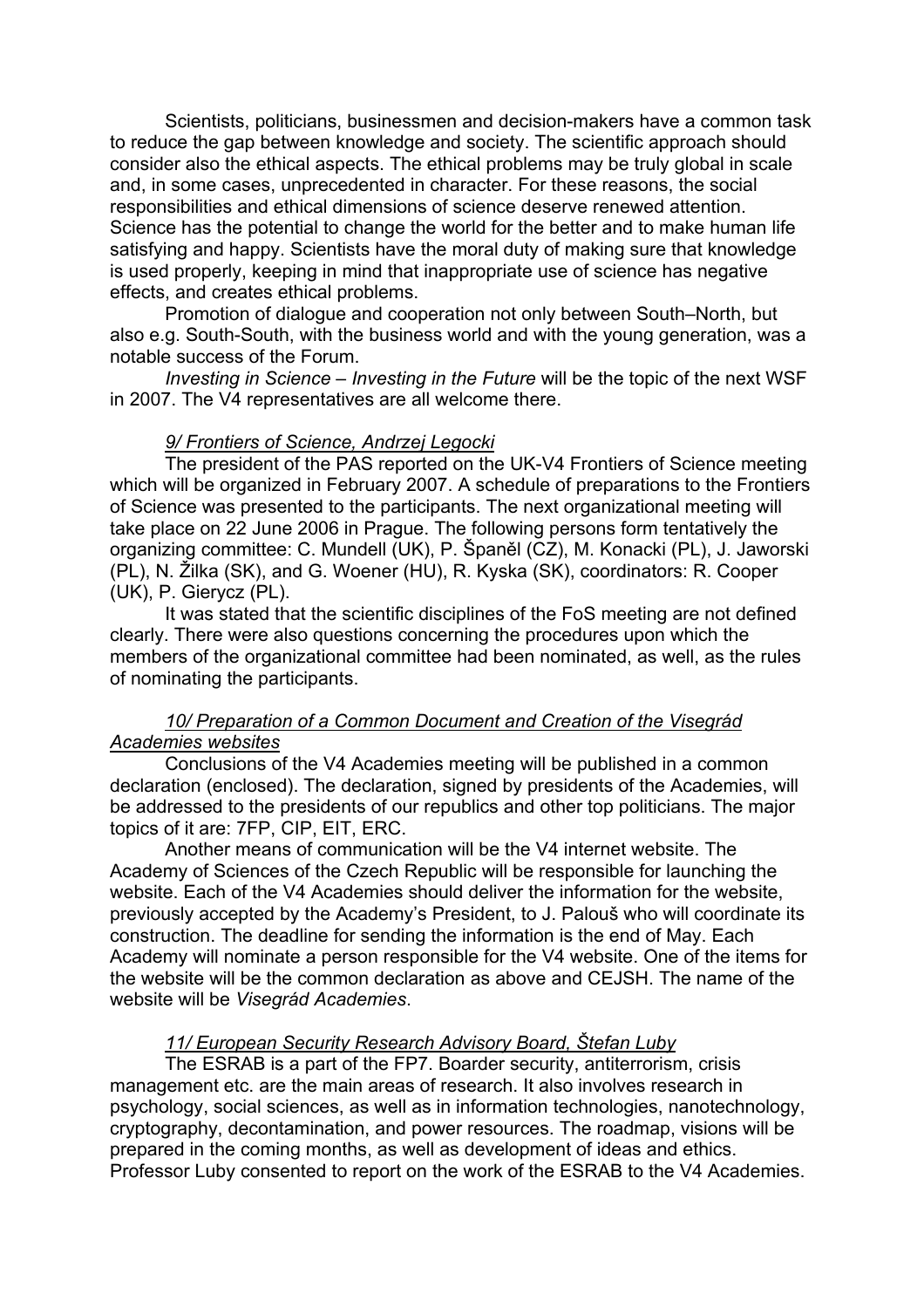Scientists, politicians, businessmen and decision-makers have a common task to reduce the gap between knowledge and society. The scientific approach should consider also the ethical aspects. The ethical problems may be truly global in scale and, in some cases, unprecedented in character. For these reasons, the social responsibilities and ethical dimensions of science deserve renewed attention. Science has the potential to change the world for the better and to make human life satisfying and happy. Scientists have the moral duty of making sure that knowledge is used properly, keeping in mind that inappropriate use of science has negative effects, and creates ethical problems.

Promotion of dialogue and cooperation not only between South–North, but also e.g. South-South, with the business world and with the young generation, was a notable success of the Forum.

*Investing in Science – Investing in the Future* will be the topic of the next WSF in 2007. The V4 representatives are all welcome there.

*9/ Frontiers of Science, Andrzej Legocki*

The president of the PAS reported on the UK-V4 Frontiers of Science meeting which will be organized in February 2007. A schedule of preparations to the Frontiers of Science was presented to the participants. The next organizational meeting will take place on 22 June 2006 in Prague. The following persons form tentatively the organizing committee: C. Mundell (UK), P. Španěl (CZ), M. Konacki (PL), J. Jaworski (PL), N. Žilka (SK), and G. Woener (HU), R. Kyska (SK), coordinators: R. Cooper (UK), P. Gierycz (PL).

It was stated that the scientific disciplines of the FoS meeting are not defined clearly. There were also questions concerning the procedures upon which the members of the organizational committee had been nominated, as well, as the rules of nominating the participants.

*10/ Preparation of a Common Document and Creation of the Visegrád Academies websites*

Conclusions of the V4 Academies meeting will be published in a common declaration (enclosed). The declaration, signed by presidents of the Academies, will be addressed to the presidents of our republics and other top politicians. The major topics of it are: 7FP, CIP, EIT, ERC.

Another means of communication will be the V4 internet website. The Academy of Sciences of the Czech Republic will be responsible for launching the website. Each of the V4 Academies should deliver the information for the website, previously accepted by the Academy's President, to J. Palouš who will coordinate its construction. The deadline for sending the information is the end of May. Each Academy will nominate a person responsible for the V4 website. One of the items for the website will be the common declaration as above and CEJSH. The name of the website will be *Visegrád Academies*.

*11/ European Security Research Advisory Board, Štefan Luby*

The ESRAB is a part of the FP7. Boarder security, antiterrorism, crisis management etc. are the main areas of research. It also involves research in psychology, social sciences, as well as in information technologies, nanotechnology, cryptography, decontamination, and power resources. The roadmap, visions will be prepared in the coming months, as well as development of ideas and ethics. Professor Luby consented to report on the work of the ESRAB to the V4 Academies.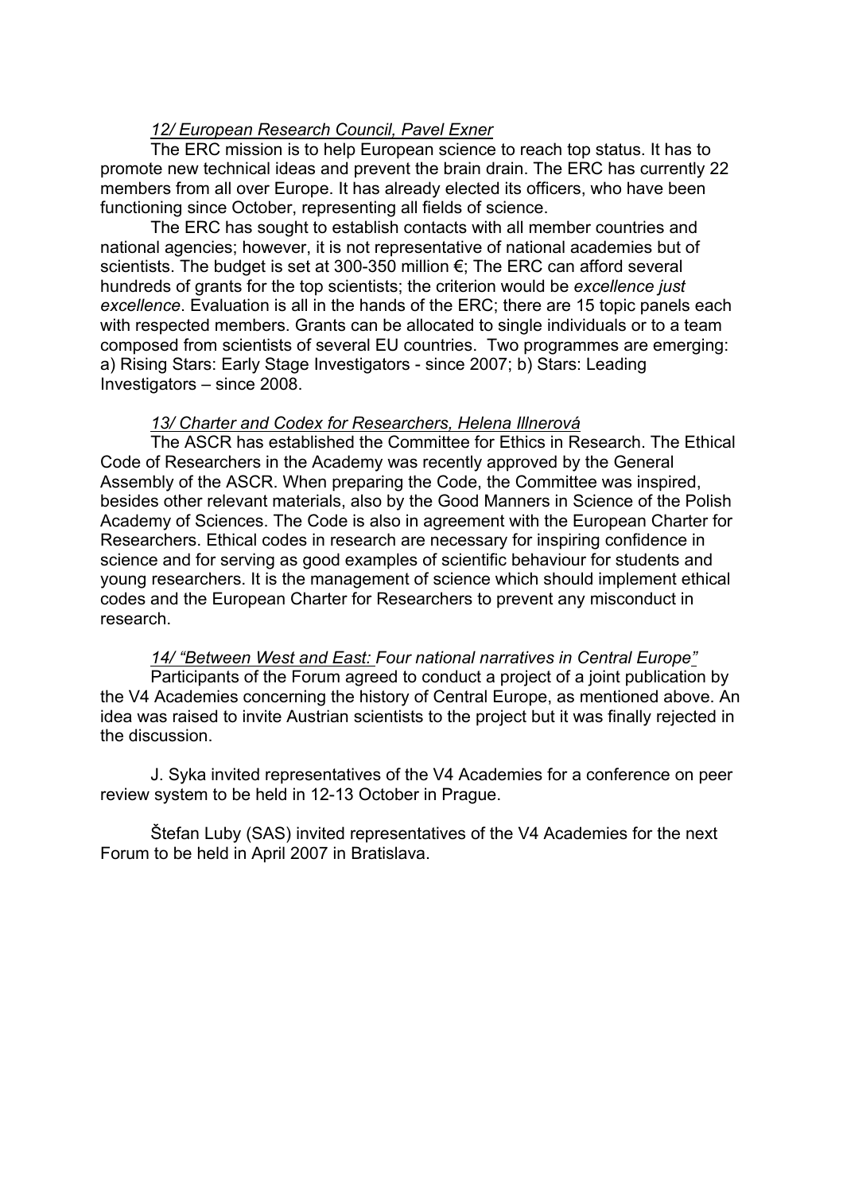*12/ European Research Council, Pavel Exner*

The ERC mission is to help European science to reach top status. It has to promote new technical ideas and prevent the brain drain. The ERC has currently 22 members from all over Europe. It has already elected its officers, who have been functioning since October, representing all fields of science.

The ERC has sought to establish contacts with all member countries and national agencies; however, it is not representative of national academies but of scientists. The budget is set at 300-350 million €; The ERC can afford several hundreds of grants for the top scientists; the criterion would be *excellence just excellence*. Evaluation is all in the hands of the ERC; there are 15 topic panels each with respected members. Grants can be allocated to single individuals or to a team composed from scientists of several EU countries. Two programmes are emerging: a) Rising Stars: Early Stage Investigators - since 2007; b) Stars: Leading Investigators – since 2008.

*13/ Charter and Codex for Researchers, Helena Illnerová*

The ASCR has established the Committee for Ethics in Research. The Ethical Code of Researchers in the Academy was recently approved by the General Assembly of the ASCR. When preparing the Code, the Committee was inspired, besides other relevant materials, also by the Good Manners in Science of the Polish Academy of Sciences. The Code is also in agreement with the European Charter for Researchers. Ethical codes in research are necessary for inspiring confidence in science and for serving as good examples of scientific behaviour for students and young researchers. It is the management of science which should implement ethical codes and the European Charter for Researchers to prevent any misconduct in research.

*14/ "Between West and East: Four national narratives in Central Europe"*

Participants of the Forum agreed to conduct a project of a joint publication by the V4 Academies concerning the history of Central Europe, as mentioned above. An idea was raised to invite Austrian scientists to the project but it was finally rejected in the discussion.

J. Syka invited representatives of the V4 Academies for a conference on peer review system to be held in 12-13 October in Prague.

Štefan Luby (SAS) invited representatives of the V4 Academies for the next Forum to be held in April 2007 in Bratislava.